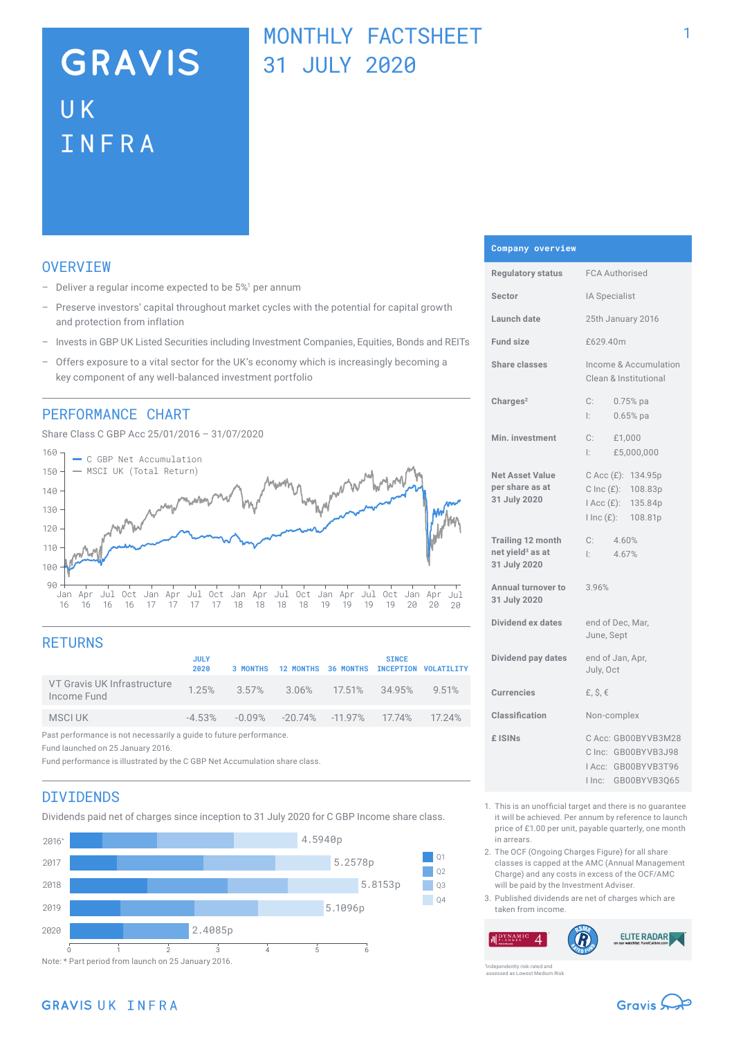# GRAVIS UK INFRA

## MONTHLY FACTSHEET 31 JULY 2020

## OVERVIEW

- Deliver a regular income expected to be 5%[1] per annum
- Preserve investors' capital throughout market cycles with the potential for capital growth and protection from inflation
- Invests in GBP UK Listed Securities including Investment Companies, Equities, Bonds and REITs
- Offers exposure to a vital sector for the UK's economy which is increasingly becoming a key component of any well-balanced investment portfolio

## PERFORMANCE CHART

Share Class C GBP Acc 25/01/2016 – 31/07/2020

— C GBP Net Accumulation
— MSCI UK (Total Return)

## RETURNS

| | JULY 2020 | 3 MONTHS | 12 MONTHS | 36 MONTHS | SINCE INCEPTION | VOLATILITY |
|---|---|---|---|---|---|---|
| VT Gravis UK Infrastructure Income Fund | 1.25% | 3.57% | 3.06% | 17.51% | 34.95% | 9.51% |
| MSCI UK | -4.53% | -0.09% | -20.74% | -11.97% | 17.74% | 17.24% |

Past performance is not necessarily a guide to future performance.
Fund launched on 25 January 2016.
Fund performance is illustrated by the C GBP Net Accumulation share class.

## DIVIDENDS

Dividends paid net of charges since inception to 31 July 2020 for C GBP Income share class.

| Year | Total |
|---|---|
| 2016* | 4.5940p |
| 2017 | 5.2578p |
| 2018 | 5.8153p |
| 2019 | 5.1096p |
| 2020 | 2.4085p |

Note: * Part period from launch on 25 January 2016.

## Company overview

| | |
|---|---|
| Regulatory status | FCA Authorised |
| Sector | IA Specialist |
| Launch date | 25th January 2016 |
| Fund size | £629.40m |
| Share classes | Income & Accumulation Clean & Institutional |
| Charges[2] | C: 0.75% pa<br>I: 0.65% pa |
| Min. investment | C: £1,000<br>I: £5,000,000 |
| Net Asset Value per share as at 31 July 2020 | C Acc (£): 134.95p<br>C Inc (£): 108.83p<br>I Acc (£): 135.84p<br>I Inc (£): 108.81p |
| Trailing 12 month net yield[3] as at 31 July 2020 | C: 4.60%<br>I: 4.67% |
| Annual turnover to 31 July 2020 | 3.96% |
| Dividend ex dates | end of Dec, Mar, June, Sept |
| Dividend pay dates | end of Jan, Apr, July, Oct |
| Currencies | £, $, € |
| Classification | Non-complex |
| £ ISINs | C Acc: GB00BYVB3M28<br>C Inc: GB00BYVB3J98<br>I Acc: GB00BYVB3T96<br>I Inc: GB00BYVB3Q65 |

1. This is an unofficial target and there is no guarantee it will be achieved. Per annum by reference to launch price of £1.00 per unit, payable quarterly, one month in arrears.
2. The OCF (Ongoing Charges Figure) for all share classes is capped at the AMC (Annual Management Charge) and any costs in excess of the OCF/AMC will be paid by the Investment Adviser.
3. Published dividends are net of charges which are taken from income.

Independently risk-rated and assessed as Lowest Medium Risk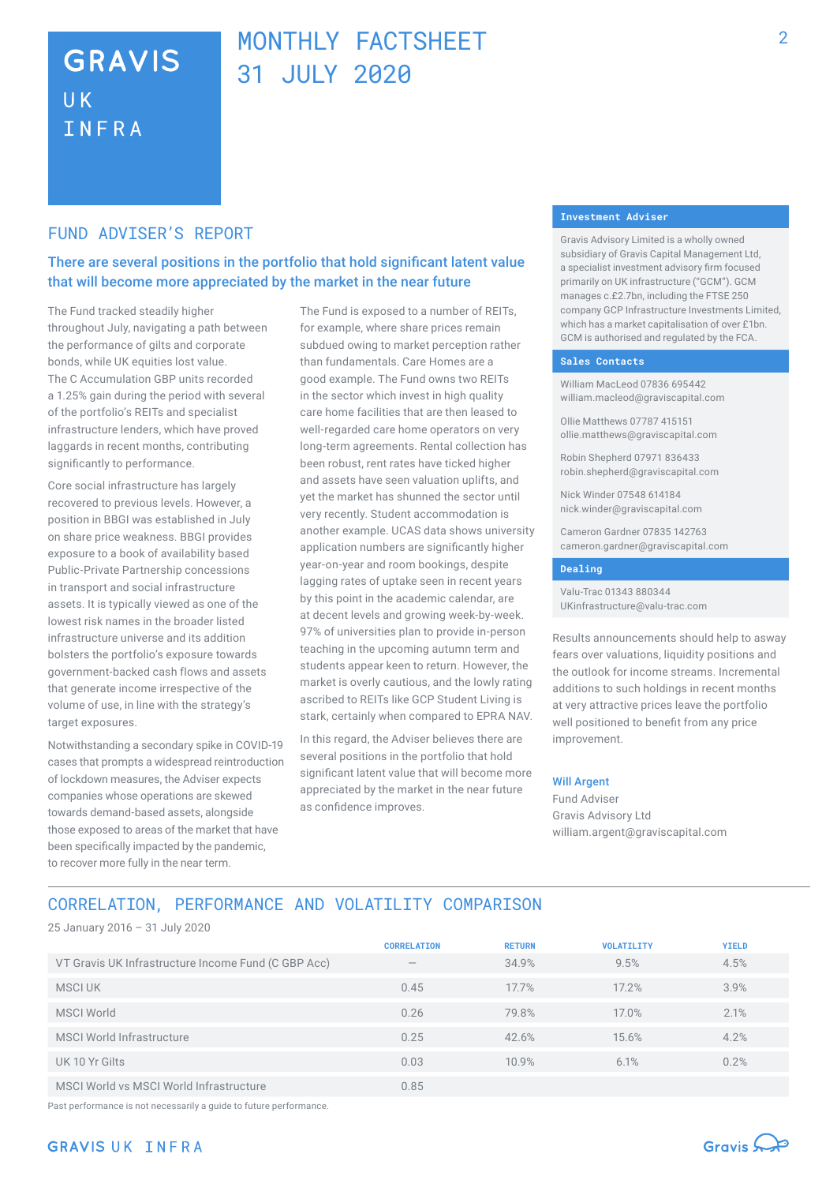# GRAVIS UK INFRA

# MONTHLY FACTSHEET 31 JULY 2020

## FUND ADVISER'S REPORT

### There are several positions in the portfolio that hold significant latent value that will become more appreciated by the market in the near future

The Fund tracked steadily higher throughout July, navigating a path between the performance of gilts and corporate bonds, while UK equities lost value. The C Accumulation GBP units recorded a 1.25% gain during the period with several of the portfolio's REITs and specialist infrastructure lenders, which have proved laggards in recent months, contributing significantly to performance.

Core social infrastructure has largely recovered to previous levels. However, a position in BBGI was established in July on share price weakness. BBGI provides exposure to a book of availability based Public-Private Partnership concessions in transport and social infrastructure assets. It is typically viewed as one of the lowest risk names in the broader listed infrastructure universe and its addition bolsters the portfolio's exposure towards government-backed cash flows and assets that generate income irrespective of the volume of use, in line with the strategy's target exposures.

Notwithstanding a secondary spike in COVID-19 cases that prompts a widespread reintroduction of lockdown measures, the Adviser expects companies whose operations are skewed towards demand-based assets, alongside those exposed to areas of the market that have been specifically impacted by the pandemic, to recover more fully in the near term.

The Fund is exposed to a number of REITs, for example, where share prices remain subdued owing to market perception rather than fundamentals. Care Homes are a good example. The Fund owns two REITs in the sector which invest in high quality care home facilities that are then leased to well-regarded care home operators on very long-term agreements. Rental collection has been robust, rent rates have ticked higher and assets have seen valuation uplifts, and yet the market has shunned the sector until very recently. Student accommodation is another example. UCAS data shows university application numbers are significantly higher year-on-year and room bookings, despite lagging rates of uptake seen in recent years by this point in the academic calendar, are at decent levels and growing week-by-week. 97% of universities plan to provide in-person teaching in the upcoming autumn term and students appear keen to return. However, the market is overly cautious, and the lowly rating ascribed to REITs like GCP Student Living is stark, certainly when compared to EPRA NAV.

In this regard, the Adviser believes there are several positions in the portfolio that hold significant latent value that will become more appreciated by the market in the near future as confidence improves.

Results announcements should help to asway fears over valuations, liquidity positions and the outlook for income streams. Incremental additions to such holdings in recent months at very attractive prices leave the portfolio well positioned to benefit from any price improvement.

**Will Argent**
Fund Adviser
Gravis Advisory Ltd
william.argent@graviscapital.com

### Investment Adviser

Gravis Advisory Limited is a wholly owned subsidiary of Gravis Capital Management Ltd, a specialist investment advisory firm focused primarily on UK infrastructure ("GCM"). GCM manages c.£2.7bn, including the FTSE 250 company GCP Infrastructure Investments Limited, which has a market capitalisation of over £1bn. GCM is authorised and regulated by the FCA.

### Sales Contacts

William MacLeod 07836 695442
william.macleod@graviscapital.com

Ollie Matthews 07787 415151
ollie.matthews@graviscapital.com

Robin Shepherd 07971 836433
robin.shepherd@graviscapital.com

Nick Winder 07548 614184
nick.winder@graviscapital.com

Cameron Gardner 07835 142763
cameron.gardner@graviscapital.com

### Dealing

Valu-Trac 01343 880344
UKinfrastructure@valu-trac.com

## CORRELATION, PERFORMANCE AND VOLATILITY COMPARISON

25 January 2016 – 31 July 2020

| | CORRELATION | RETURN | VOLATILITY | YIELD |
|---|---|---|---|---|
| VT Gravis UK Infrastructure Income Fund (C GBP Acc) | – | 34.9% | 9.5% | 4.5% |
| MSCI UK | 0.45 | 17.7% | 17.2% | 3.9% |
| MSCI World | 0.26 | 79.8% | 17.0% | 2.1% |
| MSCI World Infrastructure | 0.25 | 42.6% | 15.6% | 4.2% |
| UK 10 Yr Gilts | 0.03 | 10.9% | 6.1% | 0.2% |
| MSCI World vs MSCI World Infrastructure | 0.85 | | | |

Past performance is not necessarily a guide to future performance.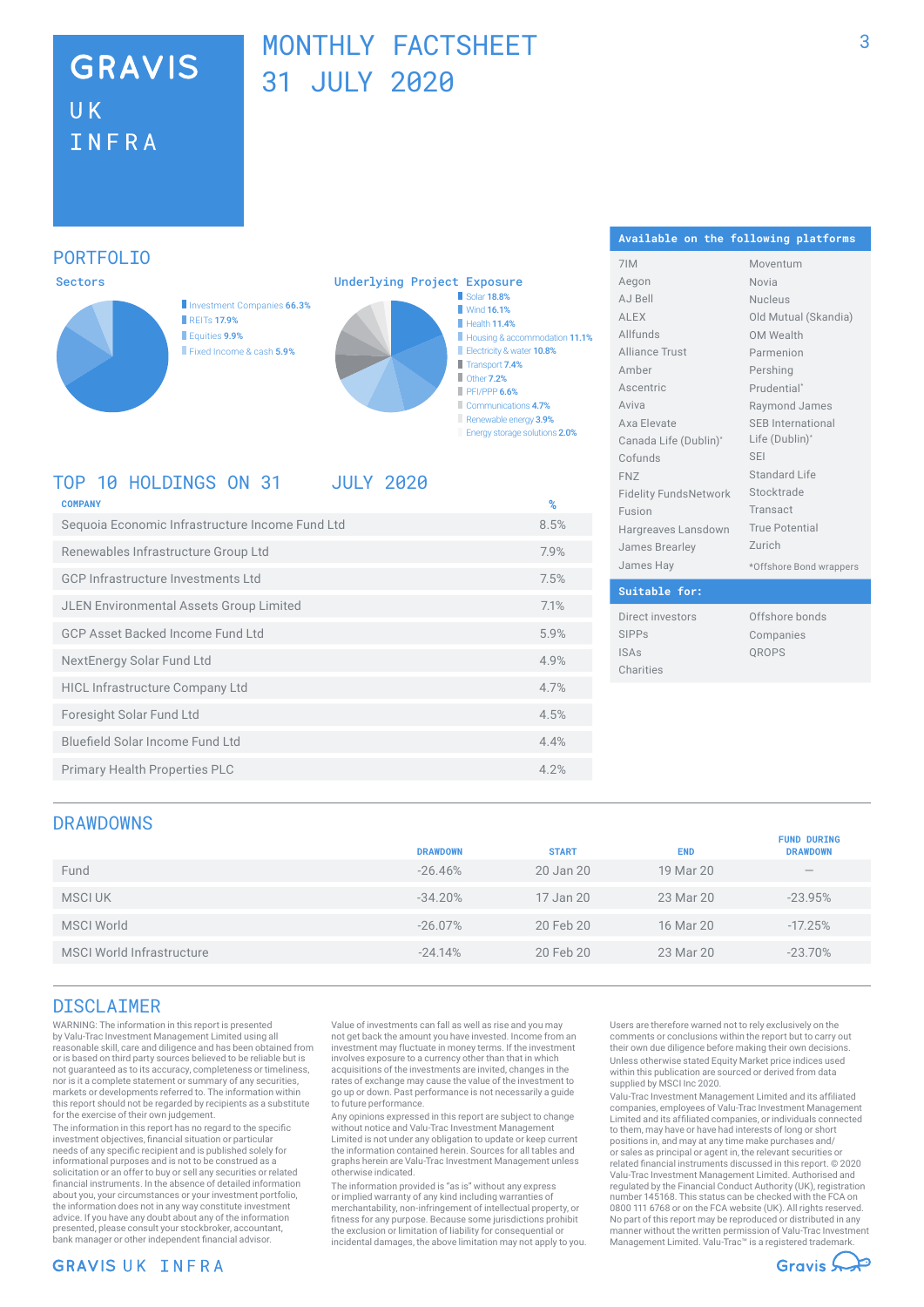# GRAVIS UK INFRA

## MONTHLY FACTSHEET 31 JULY 2020

## PORTFOLIO

### Sectors

Investment Companies 66.3%
REITs 17.9%
Equities 9.9%
Fixed Income & cash 5.9%

### Underlying Project Exposure

Solar 18.8%
Wind 16.1%
Health 11.4%
Housing & accommodation 11.1%
Electricity & water 10.8%
Transport 7.4%
Other 7.2%
PFI/PPP 6.6%
Communications 4.7%
Renewable energy 3.9%
Energy storage solutions 2.0%

## TOP 10 HOLDINGS ON 31 JULY 2020

| COMPANY | % |
|---|---|
| Sequoia Economic Infrastructure Income Fund Ltd | 8.5% |
| Renewables Infrastructure Group Ltd | 7.9% |
| GCP Infrastructure Investments Ltd | 7.5% |
| JLEN Environmental Assets Group Limited | 7.1% |
| GCP Asset Backed Income Fund Ltd | 5.9% |
| NextEnergy Solar Fund Ltd | 4.9% |
| HICL Infrastructure Company Ltd | 4.7% |
| Foresight Solar Fund Ltd | 4.5% |
| Bluefield Solar Income Fund Ltd | 4.4% |
| Primary Health Properties PLC | 4.2% |

### Available on the following platforms

7IM
Aegon
AJ Bell
ALEX
Allfunds
Alliance Trust
Amber
Ascentric
Aviva
Axa Elevate
Canada Life (Dublin)*
Cofunds
FNZ
Fidelity FundsNetwork
Fusion
Hargreaves Lansdown
James Brearley
James Hay
Moventum
Novia
Nucleus
Old Mutual (Skandia)
OM Wealth
Parmenion
Pershing
Prudential*
Raymond James
SEB International Life (Dublin)*
SEI
Standard Life
Stocktrade
Transact
True Potential
Zurich

*Offshore Bond wrappers

### Suitable for:

Direct investors
SIPPs
ISAs
Charities
Offshore bonds
Companies
QROPS

## DRAWDOWNS

| | DRAWDOWN | START | END | FUND DURING DRAWDOWN |
|---|---|---|---|---|
| Fund | -26.46% | 20 Jan 20 | 19 Mar 20 | — |
| MSCI UK | -34.20% | 17 Jan 20 | 23 Mar 20 | -23.95% |
| MSCI World | -26.07% | 20 Feb 20 | 16 Mar 20 | -17.25% |
| MSCI World Infrastructure | -24.14% | 20 Feb 20 | 23 Mar 20 | -23.70% |

## DISCLAIMER

WARNING: The information in this report is presented by Valu-Trac Investment Management Limited using all reasonable skill, care and diligence and has been obtained from or is based on third party sources believed to be reliable but is not guaranteed as to its accuracy, completeness or timeliness, nor is it a complete statement or summary of any securities, markets or developments referred to. The information within this report should not be regarded by recipients as a substitute for the exercise of their own judgement.

The information in this report has no regard to the specific investment objectives, financial situation or particular needs of any specific recipient and is published solely for informational purposes and is not to be construed as a solicitation or an offer to buy or sell any securities or related financial instruments. In the absence of detailed information about you, your circumstances or your investment portfolio, the information does not in any way constitute investment advice. If you have any doubt about any of the information presented, please consult your stockbroker, accountant, bank manager or other independent financial advisor.

Value of investments can fall as well as rise and you may not get back the amount you have invested. Income from an investment may fluctuate in money terms. If the investment involves exposure to a currency other than that in which acquisitions of the investments are invited, changes in the rates of exchange may cause the value of the investment to go up or down. Past performance is not necessarily a guide to future performance.

Any opinions expressed in this report are subject to change without notice and Valu-Trac Investment Management Limited is not under any obligation to update or keep current the information contained herein. Sources for all tables and graphs herein are Valu-Trac Investment Management unless otherwise indicated.

The information provided is "as is" without any express or implied warranty of any kind including warranties of merchantability, non-infringement of intellectual property, or fitness for any purpose. Because some jurisdictions prohibit the exclusion or limitation of liability for consequential or incidental damages, the above limitation may not apply to you.

Users are therefore warned not to rely exclusively on the comments or conclusions within the report but to carry out their own due diligence before making their own decisions.

Unless otherwise stated Equity Market price indices used within this publication are sourced or derived from data supplied by MSCI Inc 2020.

Valu-Trac Investment Management Limited and its affiliated companies, employees of Valu-Trac Investment Management Limited and its affiliated companies, or individuals connected to them, may have or have had interests of long or short positions in, and may at any time make purchases and/or sales as principal or agent in, the relevant securities or related financial instruments discussed in this report. © 2020 Valu-Trac Investment Management Limited. Authorised and regulated by the Financial Conduct Authority (UK), registration number 145168. This status can be checked with the FCA on 0800 111 6768 or on the FCA website (UK). All rights reserved. No part of this report may be reproduced or distributed in any manner without the written permission of Valu-Trac Investment Management Limited. Valu-Trac™ is a registered trademark.

GRAVIS UK INFRA